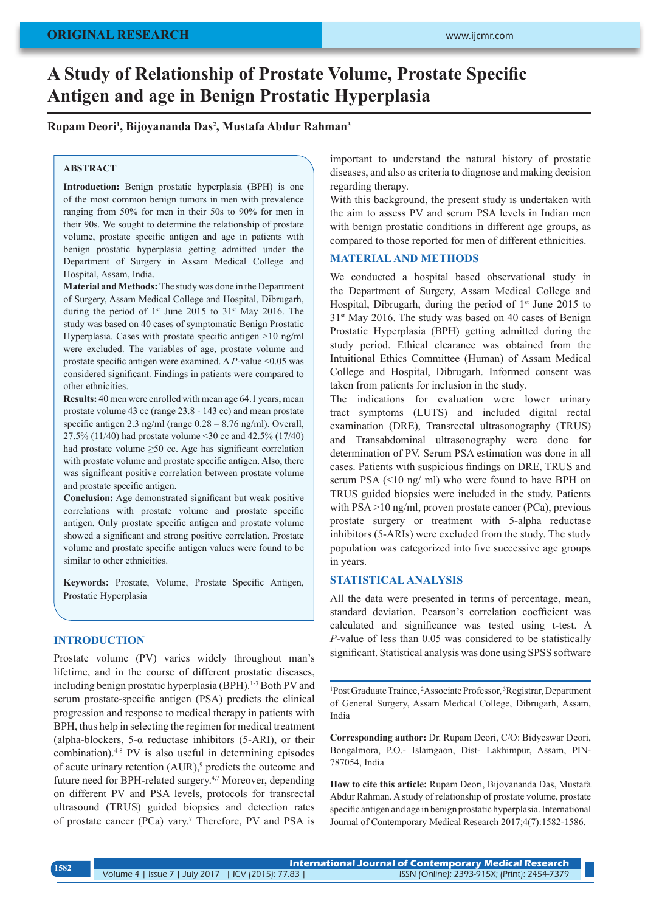ORIGINAL RESEARCH

# A Study of Relationship of Prostate Volume, Prostate Specific Antigen and age in Benign Prostatic Hyperplasia

**Rupam Deori[1], Bijoyananda Das[2], Mustafa Abdur Rahman[3]**

## ABSTRACT

**Introduction:** Benign prostatic hyperplasia (BPH) is one of the most common benign tumors in men with prevalence ranging from 50% for men in their 50s to 90% for men in their 90s. We sought to determine the relationship of prostate volume, prostate specific antigen and age in patients with benign prostatic hyperplasia getting admitted under the Department of Surgery in Assam Medical College and Hospital, Assam, India.

**Material and Methods:** The study was done in the Department of Surgery, Assam Medical College and Hospital, Dibrugarh, during the period of 1st June 2015 to 31st May 2016. The study was based on 40 cases of symptomatic Benign Prostatic Hyperplasia. Cases with prostate specific antigen >10 ng/ml were excluded. The variables of age, prostate volume and prostate specific antigen were examined. A *P*-value <0.05 was considered significant. Findings in patients were compared to other ethnicities.

**Results:** 40 men were enrolled with mean age 64.1 years, mean prostate volume 43 cc (range 23.8 - 143 cc) and mean prostate specific antigen 2.3 ng/ml (range 0.28 – 8.76 ng/ml). Overall, 27.5% (11/40) had prostate volume <30 cc and 42.5% (17/40) had prostate volume ≥50 cc. Age has significant correlation with prostate volume and prostate specific antigen. Also, there was significant positive correlation between prostate volume and prostate specific antigen.

**Conclusion:** Age demonstrated significant but weak positive correlations with prostate volume and prostate specific antigen. Only prostate specific antigen and prostate volume showed a significant and strong positive correlation. Prostate volume and prostate specific antigen values were found to be similar to other ethnicities.

**Keywords:** Prostate, Volume, Prostate Specific Antigen, Prostatic Hyperplasia

## INTRODUCTION

Prostate volume (PV) varies widely throughout man's lifetime, and in the course of different prostatic diseases, including benign prostatic hyperplasia (BPH).[1-3] Both PV and serum prostate-specific antigen (PSA) predicts the clinical progression and response to medical therapy in patients with BPH, thus help in selecting the regimen for medical treatment (alpha-blockers, 5-α reductase inhibitors (5-ARI), or their combination).[4-8] PV is also useful in determining episodes of acute urinary retention (AUR),[9] predicts the outcome and future need for BPH-related surgery.[4,7] Moreover, depending on different PV and PSA levels, protocols for transrectal ultrasound (TRUS) guided biopsies and detection rates of prostate cancer (PCa) vary.[7] Therefore, PV and PSA is important to understand the natural history of prostatic diseases, and also as criteria to diagnose and making decision regarding therapy.

With this background, the present study is undertaken with the aim to assess PV and serum PSA levels in Indian men with benign prostatic conditions in different age groups, as compared to those reported for men of different ethnicities.

## MATERIAL AND METHODS

We conducted a hospital based observational study in the Department of Surgery, Assam Medical College and Hospital, Dibrugarh, during the period of 1st June 2015 to 31st May 2016. The study was based on 40 cases of Benign Prostatic Hyperplasia (BPH) getting admitted during the study period. Ethical clearance was obtained from the Intuitional Ethics Committee (Human) of Assam Medical College and Hospital, Dibrugarh. Informed consent was taken from patients for inclusion in the study.

The indications for evaluation were lower urinary tract symptoms (LUTS) and included digital rectal examination (DRE), Transrectal ultrasonography (TRUS) and Transabdominal ultrasonography were done for determination of PV. Serum PSA estimation was done in all cases. Patients with suspicious findings on DRE, TRUS and serum PSA (<10 ng/ ml) who were found to have BPH on TRUS guided biopsies were included in the study. Patients with PSA >10 ng/ml, proven prostate cancer (PCa), previous prostate surgery or treatment with 5-alpha reductase inhibitors (5-ARIs) were excluded from the study. The study population was categorized into five successive age groups in years.

## STATISTICAL ANALYSIS

All the data were presented in terms of percentage, mean, standard deviation. Pearson's correlation coefficient was calculated and significance was tested using t-test. A *P*-value of less than 0.05 was considered to be statistically significant. Statistical analysis was done using SPSS software

[1]Post Graduate Trainee, [2]Associate Professor, [3]Registrar, Department of General Surgery, Assam Medical College, Dibrugarh, Assam, India

**Corresponding author:** Dr. Rupam Deori, C/O: Bidyeswar Deori, Bongalmora, P.O.- Islamgaon, Dist- Lakhimpur, Assam, PIN-787054, India

**How to cite this article:** Rupam Deori, Bijoyananda Das, Mustafa Abdur Rahman. A study of relationship of prostate volume, prostate specific antigen and age in benign prostatic hyperplasia. International Journal of Contemporary Medical Research 2017;4(7):1582-1586.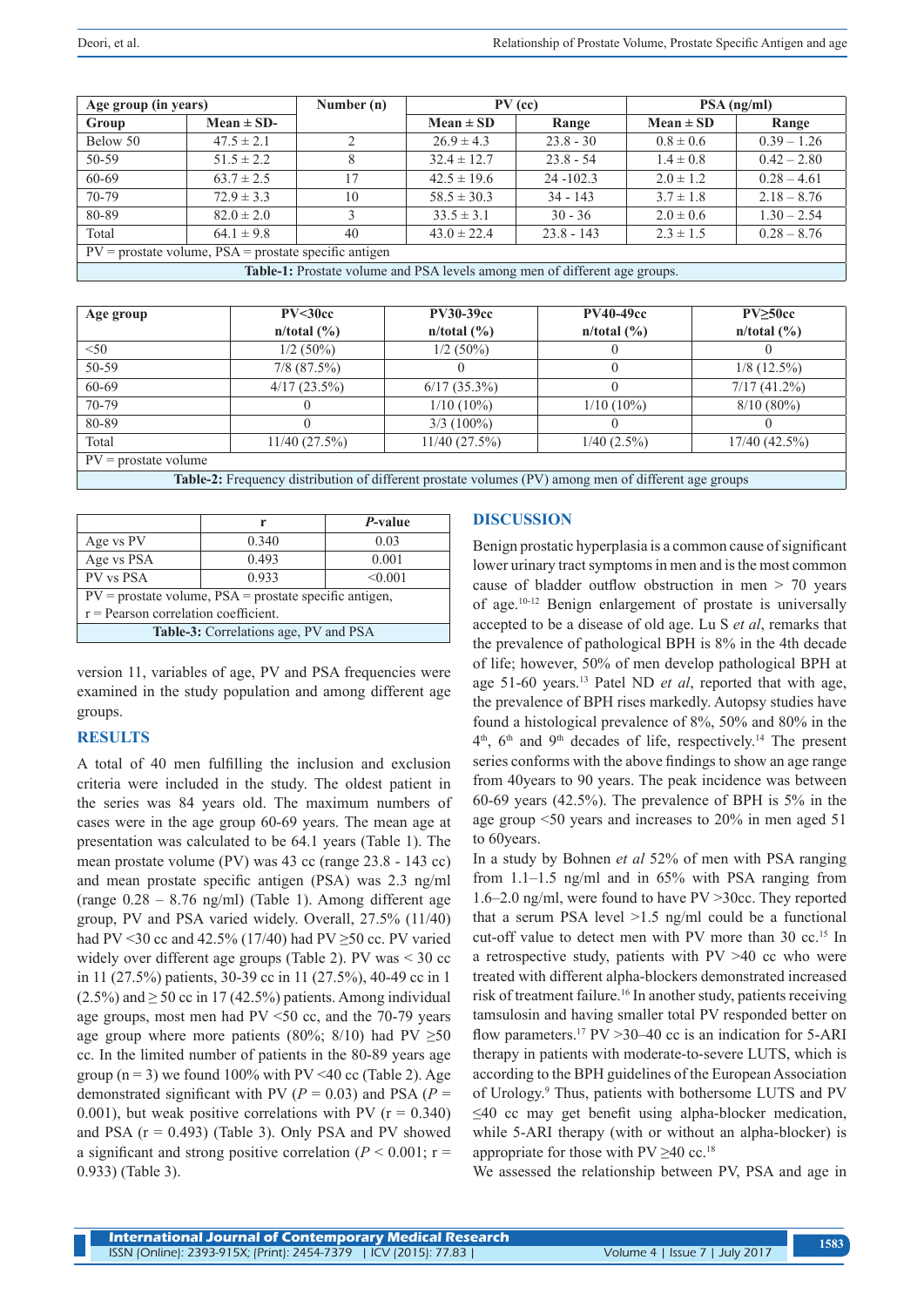| Age group (in years) | | Number (n) | PV (cc) | | PSA (ng/ml) | |
|---|---|---|---|---|---|---|
| Group | Mean ± SD- | | Mean ± SD | Range | Mean ± SD | Range |
| Below 50 | 47.5 ± 2.1 | 2 | 26.9 ± 4.3 | 23.8 - 30 | 0.8 ± 0.6 | 0.39 – 1.26 |
| 50-59 | 51.5 ± 2.2 | 8 | 32.4 ± 12.7 | 23.8 - 54 | 1.4 ± 0.8 | 0.42 – 2.80 |
| 60-69 | 63.7 ± 2.5 | 17 | 42.5 ± 19.6 | 24 -102.3 | 2.0 ± 1.2 | 0.28 – 4.61 |
| 70-79 | 72.9 ± 3.3 | 10 | 58.5 ± 30.3 | 34 - 143 | 3.7 ± 1.8 | 2.18 – 8.76 |
| 80-89 | 82.0 ± 2.0 | 3 | 33.5 ± 3.1 | 30 - 36 | 2.0 ± 0.6 | 1.30 – 2.54 |
| Total | 64.1 ± 9.8 | 40 | 43.0 ± 22.4 | 23.8 - 143 | 2.3 ± 1.5 | 0.28 – 8.76 |

PV = prostate volume, PSA = prostate specific antigen

**Table-1:** Prostate volume and PSA levels among men of different age groups.

| Age group | PV<30cc n/total (%) | PV30-39cc n/total (%) | PV40-49cc n/total (%) | PV≥50cc n/total (%) |
|---|---|---|---|---|
| <50 | 1/2 (50%) | 1/2 (50%) | 0 | 0 |
| 50-59 | 7/8 (87.5%) | 0 | 0 | 1/8 (12.5%) |
| 60-69 | 4/17 (23.5%) | 6/17 (35.3%) | 0 | 7/17 (41.2%) |
| 70-79 | 0 | 1/10 (10%) | 1/10 (10%) | 8/10 (80%) |
| 80-89 | 0 | 3/3 (100%) | 0 | 0 |
| Total | 11/40 (27.5%) | 11/40 (27.5%) | 1/40 (2.5%) | 17/40 (42.5%) |

PV = prostate volume

**Table-2:** Frequency distribution of different prostate volumes (PV) among men of different age groups

| | r | *P*-value |
|---|---|---|
| Age vs PV | 0.340 | 0.03 |
| Age vs PSA | 0.493 | 0.001 |
| PV vs PSA | 0.933 | <0.001 |

PV = prostate volume, PSA = prostate specific antigen, r = Pearson correlation coefficient.

**Table-3:** Correlations age, PV and PSA

version 11, variables of age, PV and PSA frequencies were examined in the study population and among different age groups.

## RESULTS

A total of 40 men fulfilling the inclusion and exclusion criteria were included in the study. The oldest patient in the series was 84 years old. The maximum numbers of cases were in the age group 60-69 years. The mean age at presentation was calculated to be 64.1 years (Table 1). The mean prostate volume (PV) was 43 cc (range 23.8 - 143 cc) and mean prostate specific antigen (PSA) was 2.3 ng/ml (range 0.28 – 8.76 ng/ml) (Table 1). Among different age group, PV and PSA varied widely. Overall, 27.5% (11/40) had PV <30 cc and 42.5% (17/40) had PV ≥50 cc. PV varied widely over different age groups (Table 2). PV was < 30 cc in 11 (27.5%) patients, 30-39 cc in 11 (27.5%), 40-49 cc in 1 (2.5%) and ≥ 50 cc in 17 (42.5%) patients. Among individual age groups, most men had PV <50 cc, and the 70-79 years age group where more patients (80%; 8/10) had PV ≥50 cc. In the limited number of patients in the 80-89 years age group (n = 3) we found 100% with PV <40 cc (Table 2). Age demonstrated significant with PV ($P$ = 0.03) and PSA ($P$ = 0.001), but weak positive correlations with PV (r = 0.340) and PSA (r = 0.493) (Table 3). Only PSA and PV showed a significant and strong positive correlation ($P$ < 0.001; r = 0.933) (Table 3).

## DISCUSSION

Benign prostatic hyperplasia is a common cause of significant lower urinary tract symptoms in men and is the most common cause of bladder outflow obstruction in men > 70 years of age.[10-12] Benign enlargement of prostate is universally accepted to be a disease of old age. Lu S *et al*, remarks that the prevalence of pathological BPH is 8% in the 4th decade of life; however, 50% of men develop pathological BPH at age 51-60 years.[13] Patel ND *et al*, reported that with age, the prevalence of BPH rises markedly. Autopsy studies have found a histological prevalence of 8%, 50% and 80% in the 4th, 6th and 9th decades of life, respectively.[14] The present series conforms with the above findings to show an age range from 40years to 90 years. The peak incidence was between 60-69 years (42.5%). The prevalence of BPH is 5% in the age group <50 years and increases to 20% in men aged 51 to 60years.

In a study by Bohnen *et al* 52% of men with PSA ranging from 1.1–1.5 ng/ml and in 65% with PSA ranging from 1.6–2.0 ng/ml, were found to have PV >30cc. They reported that a serum PSA level >1.5 ng/ml could be a functional cut-off value to detect men with PV more than 30 cc.[15] In a retrospective study, patients with PV >40 cc who were treated with different alpha-blockers demonstrated increased risk of treatment failure.[16] In another study, patients receiving tamsulosin and having smaller total PV responded better on flow parameters.[17] PV >30–40 cc is an indication for 5-ARI therapy in patients with moderate-to-severe LUTS, which is according to the BPH guidelines of the European Association of Urology.[9] Thus, patients with bothersome LUTS and PV ≤40 cc may get benefit using alpha-blocker medication, while 5-ARI therapy (with or without an alpha-blocker) is appropriate for those with PV ≥40 cc.[18]

We assessed the relationship between PV, PSA and age in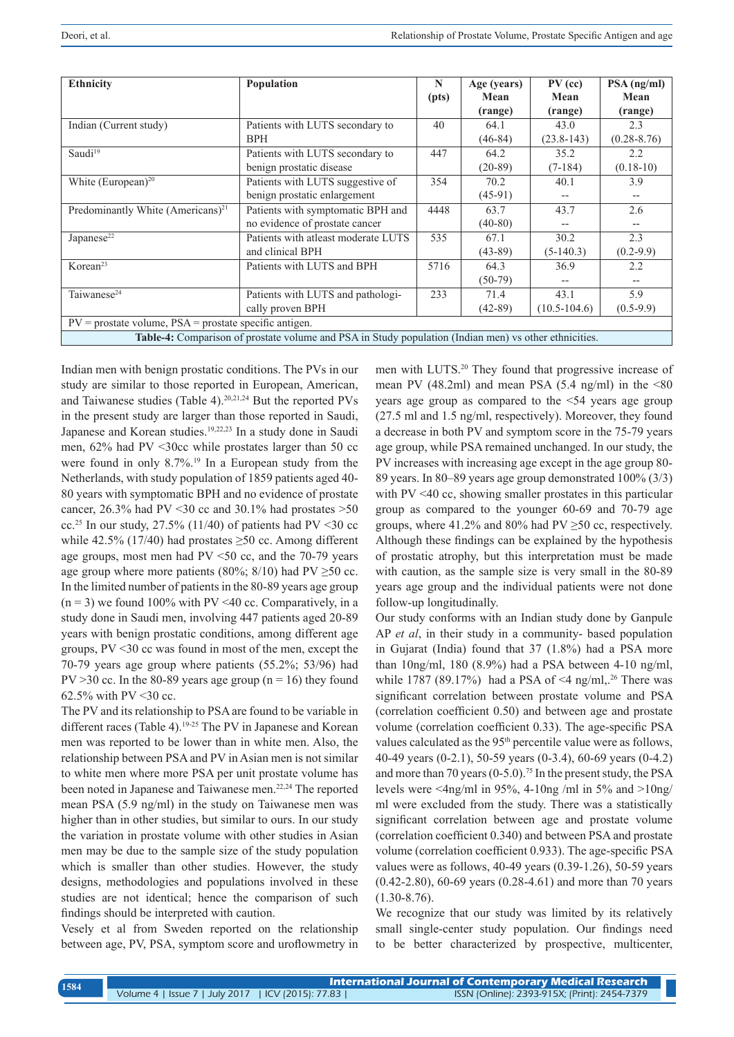| Ethnicity | Population | N (pts) | Age (years) Mean (range) | PV (cc) Mean (range) | PSA (ng/ml) Mean (range) |
|---|---|---|---|---|---|
| Indian (Current study) | Patients with LUTS secondary to BPH | 40 | 64.1 (46-84) | 43.0 (23.8-143) | 2.3 (0.28-8.76) |
| Saudi[19] | Patients with LUTS secondary to benign prostatic disease | 447 | 64.2 (20-89) | 35.2 (7-184) | 2.2 (0.18-10) |
| White (European)[20] | Patients with LUTS suggestive of benign prostatic enlargement | 354 | 70.2 (45-91) | 40.1 -- | 3.9 -- |
| Predominantly White (Americans)[21] | Patients with symptomatic BPH and no evidence of prostate cancer | 4448 | 63.7 (40-80) | 43.7 -- | 2.6 -- |
| Japanese[22] | Patients with atleast moderate LUTS and clinical BPH | 535 | 67.1 (43-89) | 30.2 (5-140.3) | 2.3 (0.2-9.9) |
| Korean[23] | Patients with LUTS and BPH | 5716 | 64.3 (50-79) | 36.9 -- | 2.2 -- |
| Taiwanese[24] | Patients with LUTS and pathologically proven BPH | 233 | 71.4 (42-89) | 43.1 (10.5-104.6) | 5.9 (0.5-9.9) |

PV = prostate volume, PSA = prostate specific antigen.

**Table-4:** Comparison of prostate volume and PSA in Study population (Indian men) vs other ethnicities.

Indian men with benign prostatic conditions. The PVs in our study are similar to those reported in European, American, and Taiwanese studies (Table 4).[20,21,24] But the reported PVs in the present study are larger than those reported in Saudi, Japanese and Korean studies.[19,22,23] In a study done in Saudi men, 62% had PV <30cc while prostates larger than 50 cc were found in only 8.7%.[19] In a European study from the Netherlands, with study population of 1859 patients aged 40-80 years with symptomatic BPH and no evidence of prostate cancer, 26.3% had PV <30 cc and 30.1% had prostates >50 cc.[25] In our study, 27.5% (11/40) of patients had PV <30 cc while 42.5% (17/40) had prostates ≥50 cc. Among different age groups, most men had PV <50 cc, and the 70-79 years age group where more patients (80%; 8/10) had PV ≥50 cc. In the limited number of patients in the 80-89 years age group (n = 3) we found 100% with PV <40 cc. Comparatively, in a study done in Saudi men, involving 447 patients aged 20-89 years with benign prostatic conditions, among different age groups, PV <30 cc was found in most of the men, except the 70-79 years age group where patients (55.2%; 53/96) had PV >30 cc. In the 80-89 years age group (n = 16) they found 62.5% with PV <30 cc.

The PV and its relationship to PSA are found to be variable in different races (Table 4).[19-25] The PV in Japanese and Korean men was reported to be lower than in white men. Also, the relationship between PSA and PV in Asian men is not similar to white men where more PSA per unit prostate volume has been noted in Japanese and Taiwanese men.[22,24] The reported mean PSA (5.9 ng/ml) in the study on Taiwanese men was higher than in other studies, but similar to ours. In our study the variation in prostate volume with other studies in Asian men may be due to the sample size of the study population which is smaller than other studies. However, the study designs, methodologies and populations involved in these studies are not identical; hence the comparison of such findings should be interpreted with caution.

Vesely et al from Sweden reported on the relationship between age, PV, PSA, symptom score and uroflowmetry in men with LUTS.[20] They found that progressive increase of mean PV (48.2ml) and mean PSA (5.4 ng/ml) in the <80 years age group as compared to the <54 years age group (27.5 ml and 1.5 ng/ml, respectively). Moreover, they found a decrease in both PV and symptom score in the 75-79 years age group, while PSA remained unchanged. In our study, the PV increases with increasing age except in the age group 80-89 years. In 80–89 years age group demonstrated 100% (3/3) with PV <40 cc, showing smaller prostates in this particular group as compared to the younger 60-69 and 70-79 age groups, where 41.2% and 80% had PV ≥50 cc, respectively. Although these findings can be explained by the hypothesis of prostatic atrophy, but this interpretation must be made with caution, as the sample size is very small in the 80-89 years age group and the individual patients were not done follow-up longitudinally.

Our study conforms with an Indian study done by Ganpule AP *et al*, in their study in a community- based population in Gujarat (India) found that 37 (1.8%) had a PSA more than 10ng/ml, 180 (8.9%) had a PSA between 4-10 ng/ml, while 1787 (89.17%) had a PSA of <4 ng/ml,.[26] There was significant correlation between prostate volume and PSA (correlation coefficient 0.50) and between age and prostate volume (correlation coefficient 0.33). The age-specific PSA values calculated as the 95th percentile value were as follows, 40-49 years (0-2.1), 50-59 years (0-3.4), 60-69 years (0-4.2) and more than 70 years (0-5.0).[75] In the present study, the PSA levels were <4ng/ml in 95%, 4-10ng /ml in 5% and >10ng/ml were excluded from the study. There was a statistically significant correlation between age and prostate volume (correlation coefficient 0.340) and between PSA and prostate volume (correlation coefficient 0.933). The age-specific PSA values were as follows, 40-49 years (0.39-1.26), 50-59 years (0.42-2.80), 60-69 years (0.28-4.61) and more than 70 years (1.30-8.76).

We recognize that our study was limited by its relatively small single-center study population. Our findings need to be better characterized by prospective, multicenter,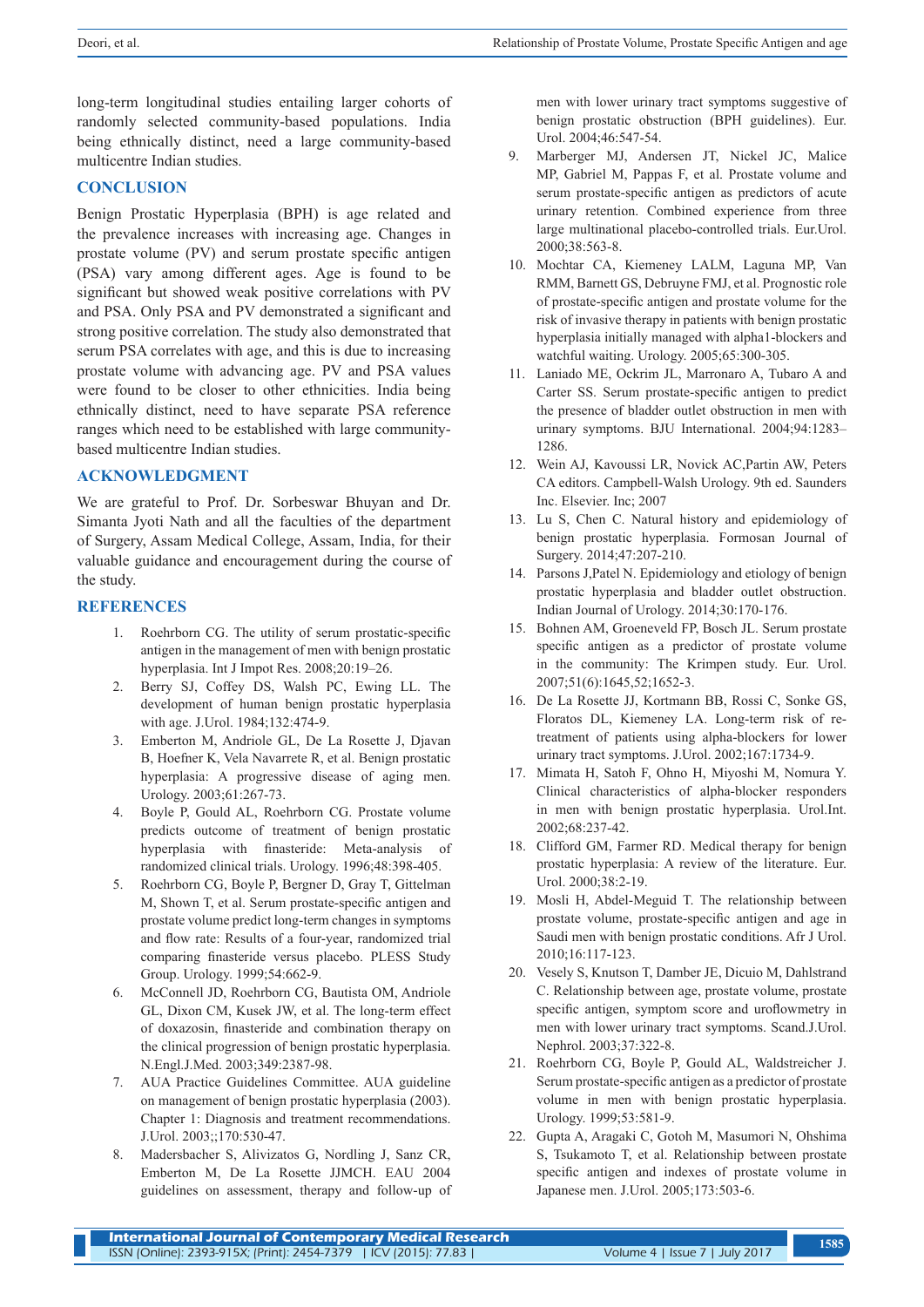long-term longitudinal studies entailing larger cohorts of randomly selected community-based populations. India being ethnically distinct, need a large community-based multicentre Indian studies.

## CONCLUSION

Benign Prostatic Hyperplasia (BPH) is age related and the prevalence increases with increasing age. Changes in prostate volume (PV) and serum prostate specific antigen (PSA) vary among different ages. Age is found to be significant but showed weak positive correlations with PV and PSA. Only PSA and PV demonstrated a significant and strong positive correlation. The study also demonstrated that serum PSA correlates with age, and this is due to increasing prostate volume with advancing age. PV and PSA values were found to be closer to other ethnicities. India being ethnically distinct, need to have separate PSA reference ranges which need to be established with large community-based multicentre Indian studies.

## ACKNOWLEDGMENT

We are grateful to Prof. Dr. Sorbeswar Bhuyan and Dr. Simanta Jyoti Nath and all the faculties of the department of Surgery, Assam Medical College, Assam, India, for their valuable guidance and encouragement during the course of the study.

## REFERENCES

1. Roehrborn CG. The utility of serum prostatic-specific antigen in the management of men with benign prostatic hyperplasia. Int J Impot Res. 2008;20:19–26.
2. Berry SJ, Coffey DS, Walsh PC, Ewing LL. The development of human benign prostatic hyperplasia with age. J.Urol. 1984;132:474-9.
3. Emberton M, Andriole GL, De La Rosette J, Djavan B, Hoefner K, Vela Navarrete R, et al. Benign prostatic hyperplasia: A progressive disease of aging men. Urology. 2003;61:267-73.
4. Boyle P, Gould AL, Roehrborn CG. Prostate volume predicts outcome of treatment of benign prostatic hyperplasia with finasteride: Meta-analysis of randomized clinical trials. Urology. 1996;48:398-405.
5. Roehrborn CG, Boyle P, Bergner D, Gray T, Gittelman M, Shown T, et al. Serum prostate-specific antigen and prostate volume predict long-term changes in symptoms and flow rate: Results of a four-year, randomized trial comparing finasteride versus placebo. PLESS Study Group. Urology. 1999;54:662-9.
6. McConnell JD, Roehrborn CG, Bautista OM, Andriole GL, Dixon CM, Kusek JW, et al. The long-term effect of doxazosin, finasteride and combination therapy on the clinical progression of benign prostatic hyperplasia. N.Engl.J.Med. 2003;349:2387-98.
7. AUA Practice Guidelines Committee. AUA guideline on management of benign prostatic hyperplasia (2003). Chapter 1: Diagnosis and treatment recommendations. J.Urol. 2003;;170:530-47.
8. Madersbacher S, Alivizatos G, Nordling J, Sanz CR, Emberton M, De La Rosette JJMCH. EAU 2004 guidelines on assessment, therapy and follow-up of men with lower urinary tract symptoms suggestive of benign prostatic obstruction (BPH guidelines). Eur. Urol. 2004;46:547-54.
9. Marberger MJ, Andersen JT, Nickel JC, Malice MP, Gabriel M, Pappas F, et al. Prostate volume and serum prostate-specific antigen as predictors of acute urinary retention. Combined experience from three large multinational placebo-controlled trials. Eur.Urol. 2000;38:563-8.
10. Mochtar CA, Kiemeney LALM, Laguna MP, Van RMM, Barnett GS, Debruyne FMJ, et al. Prognostic role of prostate-specific antigen and prostate volume for the risk of invasive therapy in patients with benign prostatic hyperplasia initially managed with alpha1-blockers and watchful waiting. Urology. 2005;65:300-305.
11. Laniado ME, Ockrim JL, Marronaro A, Tubaro A and Carter SS. Serum prostate-specific antigen to predict the presence of bladder outlet obstruction in men with urinary symptoms. BJU International. 2004;94:1283–1286.
12. Wein AJ, Kavoussi LR, Novick AC,Partin AW, Peters CA editors. Campbell-Walsh Urology. 9th ed. Saunders Inc. Elsevier. Inc; 2007
13. Lu S, Chen C. Natural history and epidemiology of benign prostatic hyperplasia. Formosan Journal of Surgery. 2014;47:207-210.
14. Parsons J,Patel N. Epidemiology and etiology of benign prostatic hyperplasia and bladder outlet obstruction. Indian Journal of Urology. 2014;30:170-176.
15. Bohnen AM, Groeneveld FP, Bosch JL. Serum prostate specific antigen as a predictor of prostate volume in the community: The Krimpen study. Eur. Urol. 2007;51(6):1645,52;1652-3.
16. De La Rosette JJ, Kortmann BB, Rossi C, Sonke GS, Floratos DL, Kiemeney LA. Long-term risk of re-treatment of patients using alpha-blockers for lower urinary tract symptoms. J.Urol. 2002;167:1734-9.
17. Mimata H, Satoh F, Ohno H, Miyoshi M, Nomura Y. Clinical characteristics of alpha-blocker responders in men with benign prostatic hyperplasia. Urol.Int. 2002;68:237-42.
18. Clifford GM, Farmer RD. Medical therapy for benign prostatic hyperplasia: A review of the literature. Eur. Urol. 2000;38:2-19.
19. Mosli H, Abdel-Meguid T. The relationship between prostate volume, prostate-specific antigen and age in Saudi men with benign prostatic conditions. Afr J Urol. 2010;16:117-123.
20. Vesely S, Knutson T, Damber JE, Dicuio M, Dahlstrand C. Relationship between age, prostate volume, prostate specific antigen, symptom score and uroflowmetry in men with lower urinary tract symptoms. Scand.J.Urol. Nephrol. 2003;37:322-8.
21. Roehrborn CG, Boyle P, Gould AL, Waldstreicher J. Serum prostate-specific antigen as a predictor of prostate volume in men with benign prostatic hyperplasia. Urology. 1999;53:581-9.
22. Gupta A, Aragaki C, Gotoh M, Masumori N, Ohshima S, Tsukamoto T, et al. Relationship between prostate specific antigen and indexes of prostate volume in Japanese men. J.Urol. 2005;173:503-6.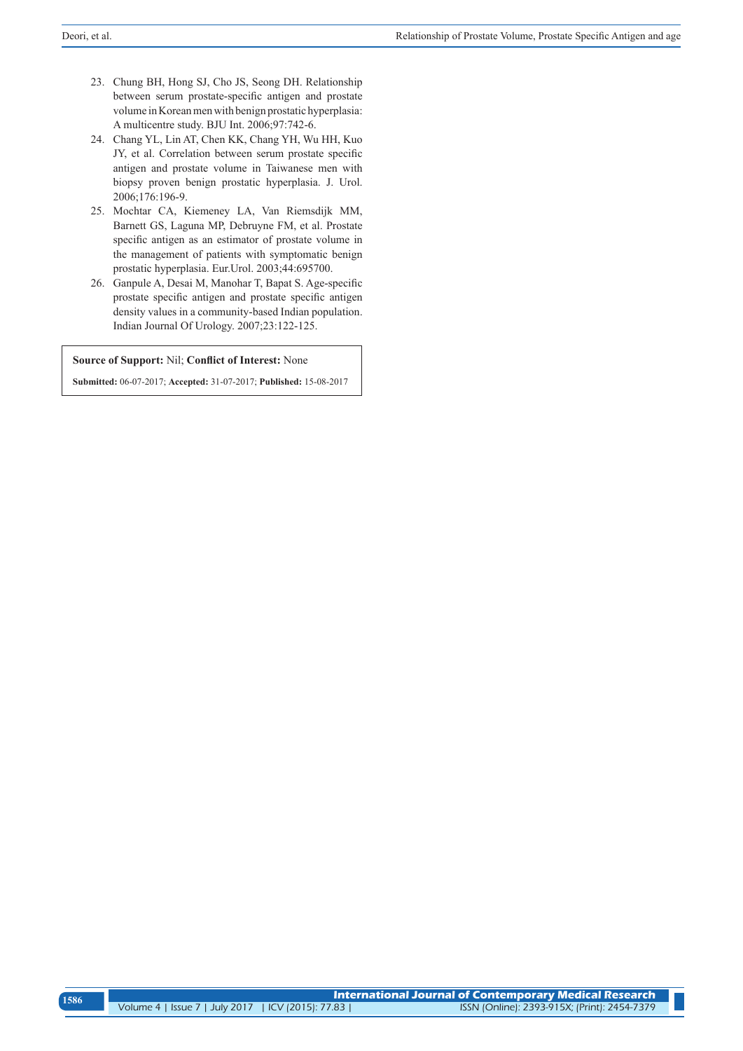23. Chung BH, Hong SJ, Cho JS, Seong DH. Relationship between serum prostate-specific antigen and prostate volume in Korean men with benign prostatic hyperplasia: A multicentre study. BJU Int. 2006;97:742-6.
24. Chang YL, Lin AT, Chen KK, Chang YH, Wu HH, Kuo JY, et al. Correlation between serum prostate specific antigen and prostate volume in Taiwanese men with biopsy proven benign prostatic hyperplasia. J. Urol. 2006;176:196-9.
25. Mochtar CA, Kiemeney LA, Van Riemsdijk MM, Barnett GS, Laguna MP, Debruyne FM, et al. Prostate specific antigen as an estimator of prostate volume in the management of patients with symptomatic benign prostatic hyperplasia. Eur.Urol. 2003;44:695700.
26. Ganpule A, Desai M, Manohar T, Bapat S. Age-specific prostate specific antigen and prostate specific antigen density values in a community-based Indian population. Indian Journal Of Urology. 2007;23:122-125.

**Source of Support:** Nil; **Conflict of Interest:** None

**Submitted:** 06-07-2017; **Accepted:** 31-07-2017; **Published:** 15-08-2017